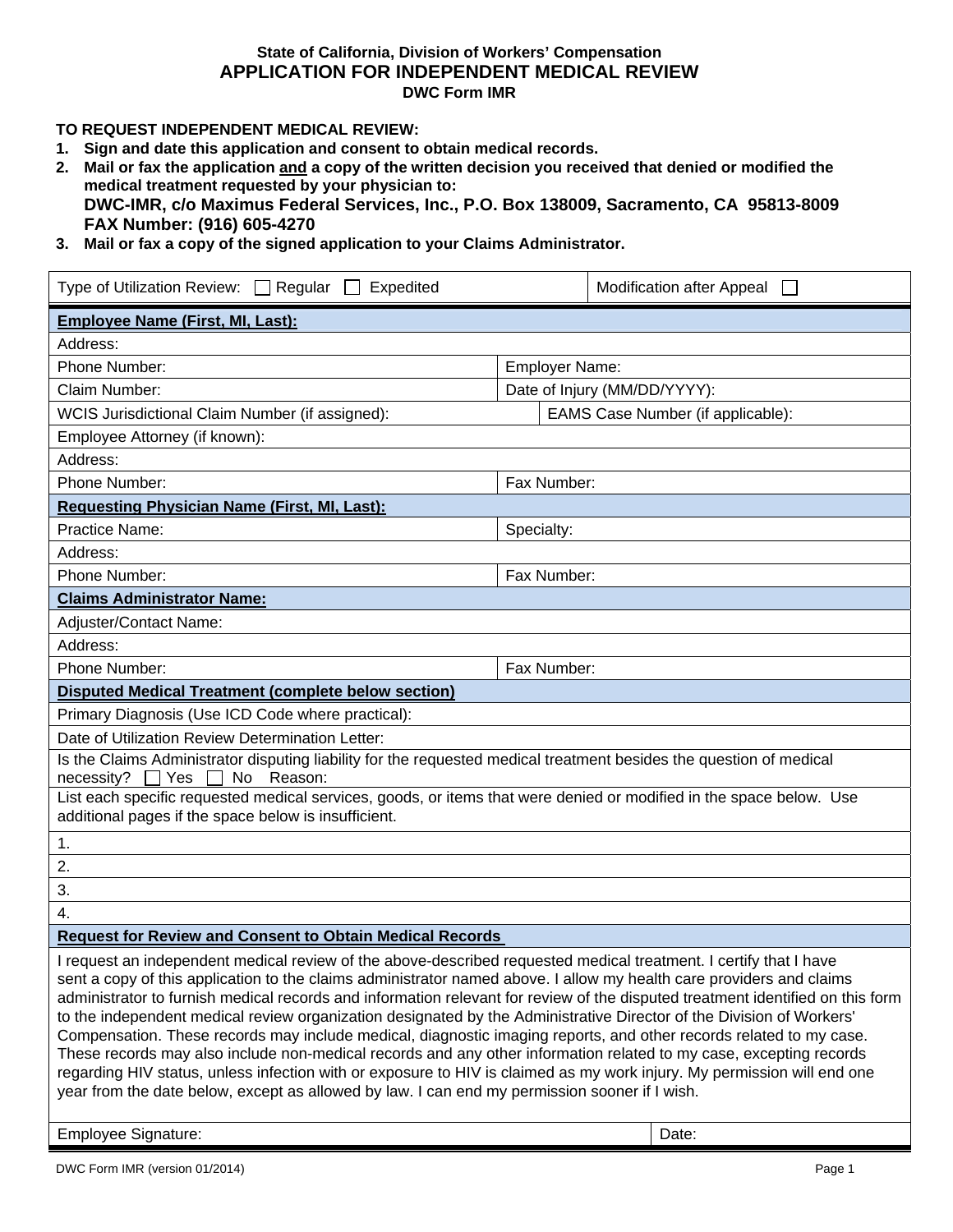State of California, Division of Workers' Compensation

# APPLICATION FOR INDEPENDENT MEDICAL REVIEW

**DWC Form IMR**

**TO REQUEST INDEPENDENT MEDICAL REVIEW:**

1. **Sign and date this application and consent to obtain medical records.**
2. **Mail or fax the application and a copy of the written decision you received that denied or modified the medical treatment requested by your physician to:**
   **DWC-IMR, c/o Maximus Federal Services, Inc., P.O. Box 138009, Sacramento, CA 95813-8009**
   **FAX Number: (916) 605-4270**
3. **Mail or fax a copy of the signed application to your Claims Administrator.**

| | |
|---|---|
| Type of Utilization Review: ☐ Regular ☐ Expedited | Modification after Appeal ☐ |
| **Employee Name (First, MI, Last):** | |
| Address: | |
| Phone Number: | Employer Name: |
| Claim Number: | Date of Injury (MM/DD/YYYY): |
| WCIS Jurisdictional Claim Number (if assigned): | EAMS Case Number (if applicable): |
| Employee Attorney (if known): | |
| Address: | |
| Phone Number: | Fax Number: |
| **Requesting Physician Name (First, MI, Last):** | |
| Practice Name: | Specialty: |
| Address: | |
| Phone Number: | Fax Number: |
| **Claims Administrator Name:** | |
| Adjuster/Contact Name: | |
| Address: | |
| Phone Number: | Fax Number: |
| **Disputed Medical Treatment (complete below section)** | |
| Primary Diagnosis (Use ICD Code where practical): | |
| Date of Utilization Review Determination Letter: | |
| Is the Claims Administrator disputing liability for the requested medical treatment besides the question of medical necessity? ☐ Yes ☐ No Reason: | |
| List each specific requested medical services, goods, or items that were denied or modified in the space below. Use additional pages if the space below is insufficient. | |
| 1. | |
| 2. | |
| 3. | |
| 4. | |
| **Request for Review and Consent to Obtain Medical Records** | |
| I request an independent medical review of the above-described requested medical treatment. I certify that I have sent a copy of this application to the claims administrator named above. I allow my health care providers and claims administrator to furnish medical records and information relevant for review of the disputed treatment identified on this form to the independent medical review organization designated by the Administrative Director of the Division of Workers' Compensation. These records may include medical, diagnostic imaging reports, and other records related to my case. These records may also include non-medical records and any other information related to my case, excepting records regarding HIV status, unless infection with or exposure to HIV is claimed as my work injury. My permission will end one year from the date below, except as allowed by law. I can end my permission sooner if I wish. | |
| Employee Signature: | Date: |

DWC Form IMR (version 01/2014)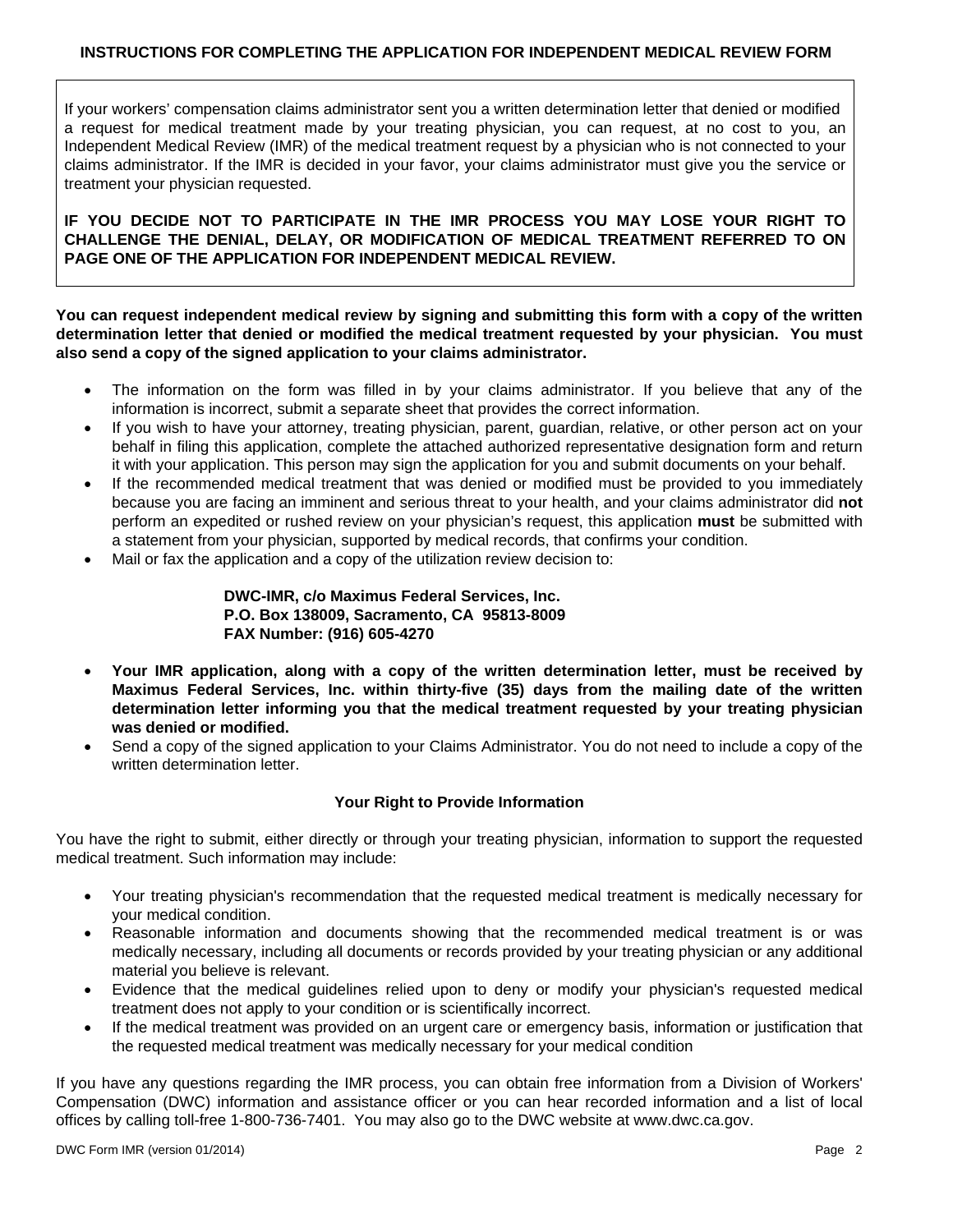## INSTRUCTIONS FOR COMPLETING THE APPLICATION FOR INDEPENDENT MEDICAL REVIEW FORM

If your workers' compensation claims administrator sent you a written determination letter that denied or modified a request for medical treatment made by your treating physician, you can request, at no cost to you, an Independent Medical Review (IMR) of the medical treatment request by a physician who is not connected to your claims administrator. If the IMR is decided in your favor, your claims administrator must give you the service or treatment your physician requested.

**IF YOU DECIDE NOT TO PARTICIPATE IN THE IMR PROCESS YOU MAY LOSE YOUR RIGHT TO CHALLENGE THE DENIAL, DELAY, OR MODIFICATION OF MEDICAL TREATMENT REFERRED TO ON PAGE ONE OF THE APPLICATION FOR INDEPENDENT MEDICAL REVIEW.**

**You can request independent medical review by signing and submitting this form with a copy of the written determination letter that denied or modified the medical treatment requested by your physician. You must also send a copy of the signed application to your claims administrator.**

- The information on the form was filled in by your claims administrator. If you believe that any of the information is incorrect, submit a separate sheet that provides the correct information.
- If you wish to have your attorney, treating physician, parent, guardian, relative, or other person act on your behalf in filing this application, complete the attached authorized representative designation form and return it with your application. This person may sign the application for you and submit documents on your behalf.
- If the recommended medical treatment that was denied or modified must be provided to you immediately because you are facing an imminent and serious threat to your health, and your claims administrator did **not** perform an expedited or rushed review on your physician's request, this application **must** be submitted with a statement from your physician, supported by medical records, that confirms your condition.
- Mail or fax the application and a copy of the utilization review decision to:

  **DWC-IMR, c/o Maximus Federal Services, Inc.**
  **P.O. Box 138009, Sacramento, CA 95813-8009**
  **FAX Number: (916) 605-4270**

- **Your IMR application, along with a copy of the written determination letter, must be received by Maximus Federal Services, Inc. within thirty-five (35) days from the mailing date of the written determination letter informing you that the medical treatment requested by your treating physician was denied or modified.**
- Send a copy of the signed application to your Claims Administrator. You do not need to include a copy of the written determination letter.

### Your Right to Provide Information

You have the right to submit, either directly or through your treating physician, information to support the requested medical treatment. Such information may include:

- Your treating physician's recommendation that the requested medical treatment is medically necessary for your medical condition.
- Reasonable information and documents showing that the recommended medical treatment is or was medically necessary, including all documents or records provided by your treating physician or any additional material you believe is relevant.
- Evidence that the medical guidelines relied upon to deny or modify your physician's requested medical treatment does not apply to your condition or is scientifically incorrect.
- If the medical treatment was provided on an urgent care or emergency basis, information or justification that the requested medical treatment was medically necessary for your medical condition

If you have any questions regarding the IMR process, you can obtain free information from a Division of Workers' Compensation (DWC) information and assistance officer or you can hear recorded information and a list of local offices by calling toll-free 1-800-736-7401. You may also go to the DWC website at www.dwc.ca.gov.

DWC Form IMR (version 01/2014)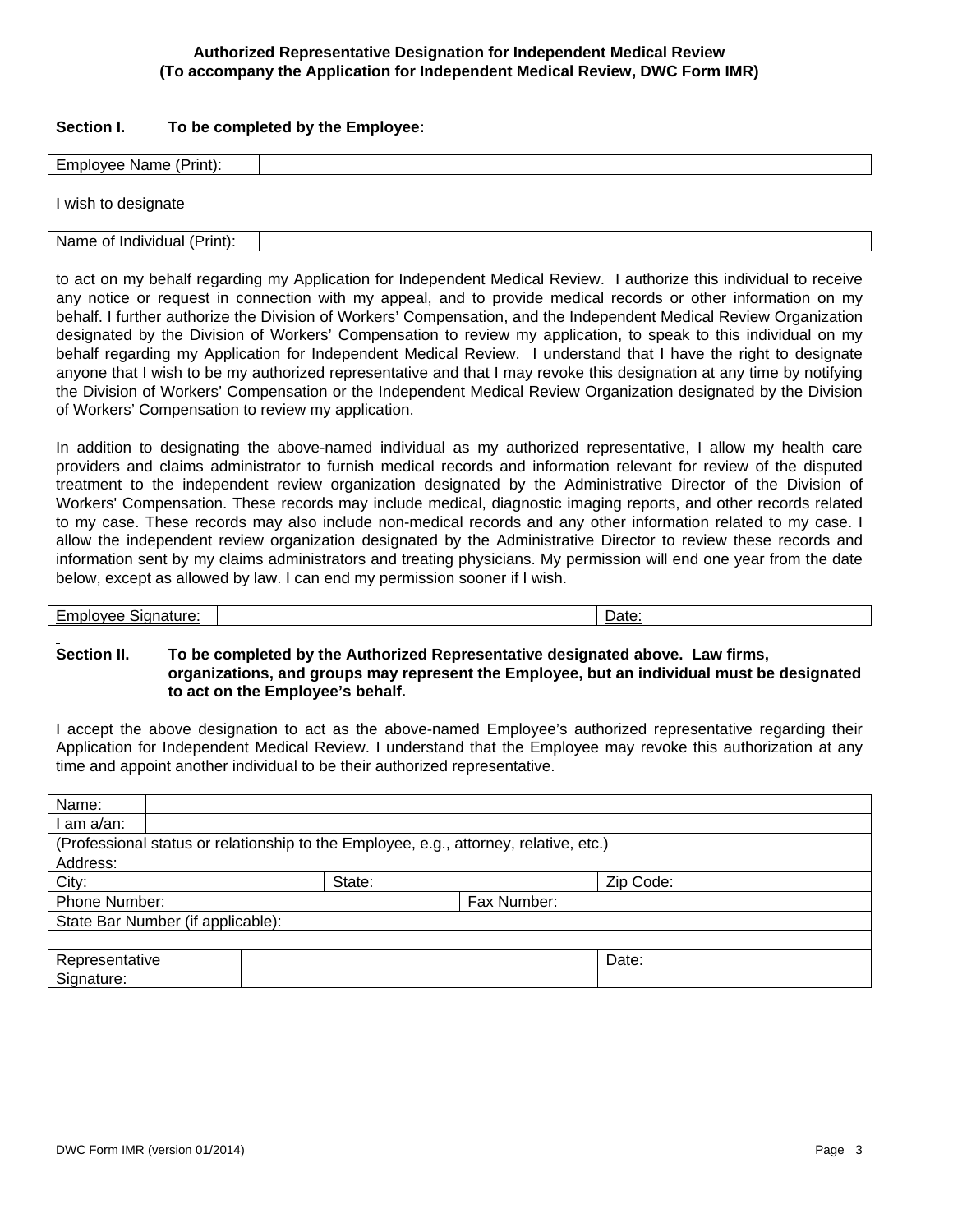**Authorized Representative Designation for Independent Medical Review**
**(To accompany the Application for Independent Medical Review, DWC Form IMR)**

**Section I. To be completed by the Employee:**

| | |
|---|---|
| Employee Name (Print): | |

I wish to designate

| | |
|---|---|
| Name of Individual (Print): | |

to act on my behalf regarding my Application for Independent Medical Review. I authorize this individual to receive any notice or request in connection with my appeal, and to provide medical records or other information on my behalf. I further authorize the Division of Workers' Compensation, and the Independent Medical Review Organization designated by the Division of Workers' Compensation to review my application, to speak to this individual on my behalf regarding my Application for Independent Medical Review. I understand that I have the right to designate anyone that I wish to be my authorized representative and that I may revoke this designation at any time by notifying the Division of Workers' Compensation or the Independent Medical Review Organization designated by the Division of Workers' Compensation to review my application.

In addition to designating the above-named individual as my authorized representative, I allow my health care providers and claims administrator to furnish medical records and information relevant for review of the disputed treatment to the independent review organization designated by the Administrative Director of the Division of Workers' Compensation. These records may include medical, diagnostic imaging reports, and other records related to my case. These records may also include non-medical records and any other information related to my case. I allow the independent review organization designated by the Administrative Director to review these records and information sent by my claims administrators and treating physicians. My permission will end one year from the date below, except as allowed by law. I can end my permission sooner if I wish.

| | | |
|---|---|---|
| Employee Signature: | | Date: |

**Section II. To be completed by the Authorized Representative designated above. Law firms, organizations, and groups may represent the Employee, but an individual must be designated to act on the Employee's behalf.**

I accept the above designation to act as the above-named Employee's authorized representative regarding their Application for Independent Medical Review. I understand that the Employee may revoke this authorization at any time and appoint another individual to be their authorized representative.

| | | | |
|---|---|---|---|
| Name: | | | |
| I am a/an: | | | |
| (Professional status or relationship to the Employee, e.g., attorney, relative, etc.) | | | |
| Address: | | | |
| City: | State: | | Zip Code: |
| Phone Number: | | Fax Number: | |
| State Bar Number (if applicable): | | | |
| | | | |
| Representative Signature: | | | Date: |